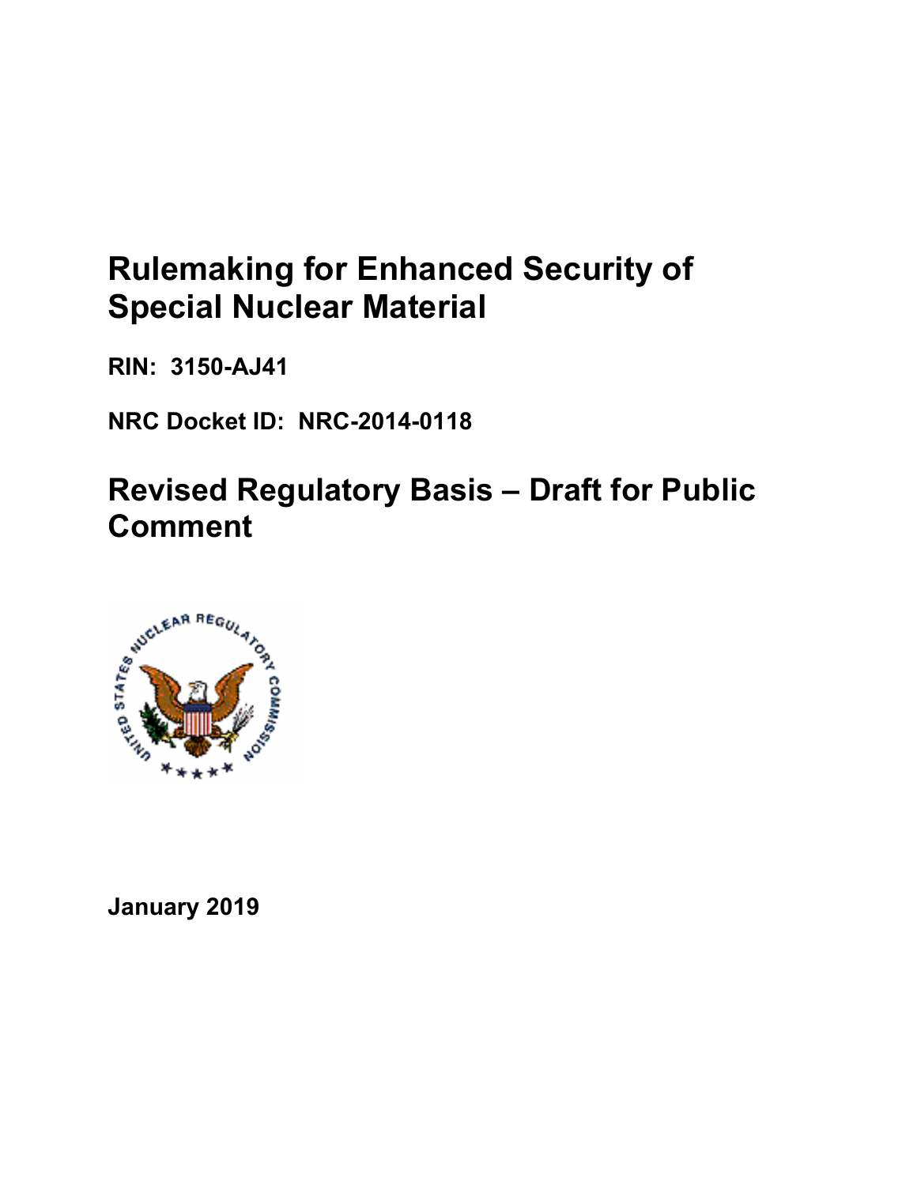# Rulemaking for Enhanced Security of Special Nuclear Material

**RIN: 3150-AJ41**

**NRC Docket ID: NRC-2014-0118**

## Revised Regulatory Basis – Draft for Public Comment

**January 2019**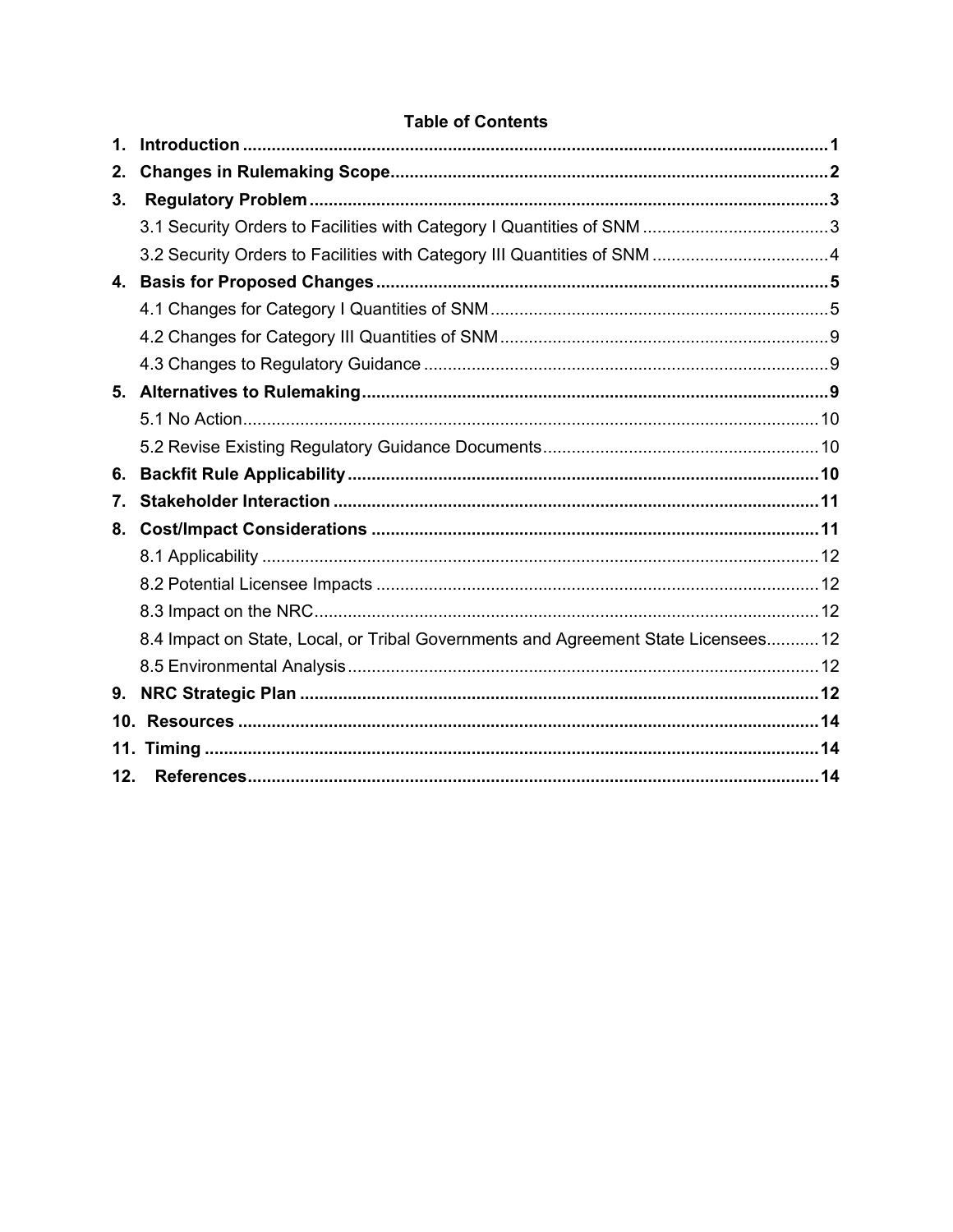**Table of Contents**

| | | |
|---|---|---|
| **1.** | **Introduction** | **1** |
| **2.** | **Changes in Rulemaking Scope** | **2** |
| **3.** | **Regulatory Problem** | **3** |
| | 3.1 Security Orders to Facilities with Category I Quantities of SNM | 3 |
| | 3.2 Security Orders to Facilities with Category III Quantities of SNM | 4 |
| **4.** | **Basis for Proposed Changes** | **5** |
| | 4.1 Changes for Category I Quantities of SNM | 5 |
| | 4.2 Changes for Category III Quantities of SNM | 9 |
| | 4.3 Changes to Regulatory Guidance | 9 |
| **5.** | **Alternatives to Rulemaking** | **9** |
| | 5.1 No Action | 10 |
| | 5.2 Revise Existing Regulatory Guidance Documents | 10 |
| **6.** | **Backfit Rule Applicability** | **10** |
| **7.** | **Stakeholder Interaction** | **11** |
| **8.** | **Cost/Impact Considerations** | **11** |
| | 8.1 Applicability | 12 |
| | 8.2 Potential Licensee Impacts | 12 |
| | 8.3 Impact on the NRC | 12 |
| | 8.4 Impact on State, Local, or Tribal Governments and Agreement State Licensees | 12 |
| | 8.5 Environmental Analysis | 12 |
| **9.** | **NRC Strategic Plan** | **12** |
| **10.** | **Resources** | **14** |
| **11.** | **Timing** | **14** |
| **12.** | **References** | **14** |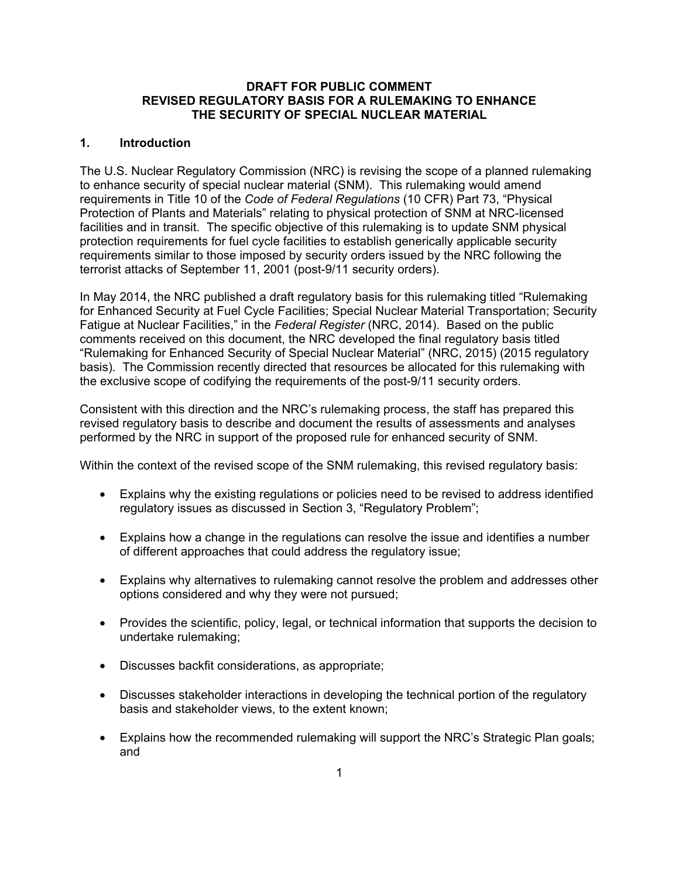**DRAFT FOR PUBLIC COMMENT**
**REVISED REGULATORY BASIS FOR A RULEMAKING TO ENHANCE THE SECURITY OF SPECIAL NUCLEAR MATERIAL**

## 1. Introduction

The U.S. Nuclear Regulatory Commission (NRC) is revising the scope of a planned rulemaking to enhance security of special nuclear material (SNM). This rulemaking would amend requirements in Title 10 of the *Code of Federal Regulations* (10 CFR) Part 73, "Physical Protection of Plants and Materials" relating to physical protection of SNM at NRC-licensed facilities and in transit. The specific objective of this rulemaking is to update SNM physical protection requirements for fuel cycle facilities to establish generically applicable security requirements similar to those imposed by security orders issued by the NRC following the terrorist attacks of September 11, 2001 (post-9/11 security orders).

In May 2014, the NRC published a draft regulatory basis for this rulemaking titled "Rulemaking for Enhanced Security at Fuel Cycle Facilities; Special Nuclear Material Transportation; Security Fatigue at Nuclear Facilities," in the *Federal Register* (NRC, 2014). Based on the public comments received on this document, the NRC developed the final regulatory basis titled "Rulemaking for Enhanced Security of Special Nuclear Material" (NRC, 2015) (2015 regulatory basis). The Commission recently directed that resources be allocated for this rulemaking with the exclusive scope of codifying the requirements of the post-9/11 security orders.

Consistent with this direction and the NRC's rulemaking process, the staff has prepared this revised regulatory basis to describe and document the results of assessments and analyses performed by the NRC in support of the proposed rule for enhanced security of SNM.

Within the context of the revised scope of the SNM rulemaking, this revised regulatory basis:

- Explains why the existing regulations or policies need to be revised to address identified regulatory issues as discussed in Section 3, "Regulatory Problem";
- Explains how a change in the regulations can resolve the issue and identifies a number of different approaches that could address the regulatory issue;
- Explains why alternatives to rulemaking cannot resolve the problem and addresses other options considered and why they were not pursued;
- Provides the scientific, policy, legal, or technical information that supports the decision to undertake rulemaking;
- Discusses backfit considerations, as appropriate;
- Discusses stakeholder interactions in developing the technical portion of the regulatory basis and stakeholder views, to the extent known;
- Explains how the recommended rulemaking will support the NRC's Strategic Plan goals; and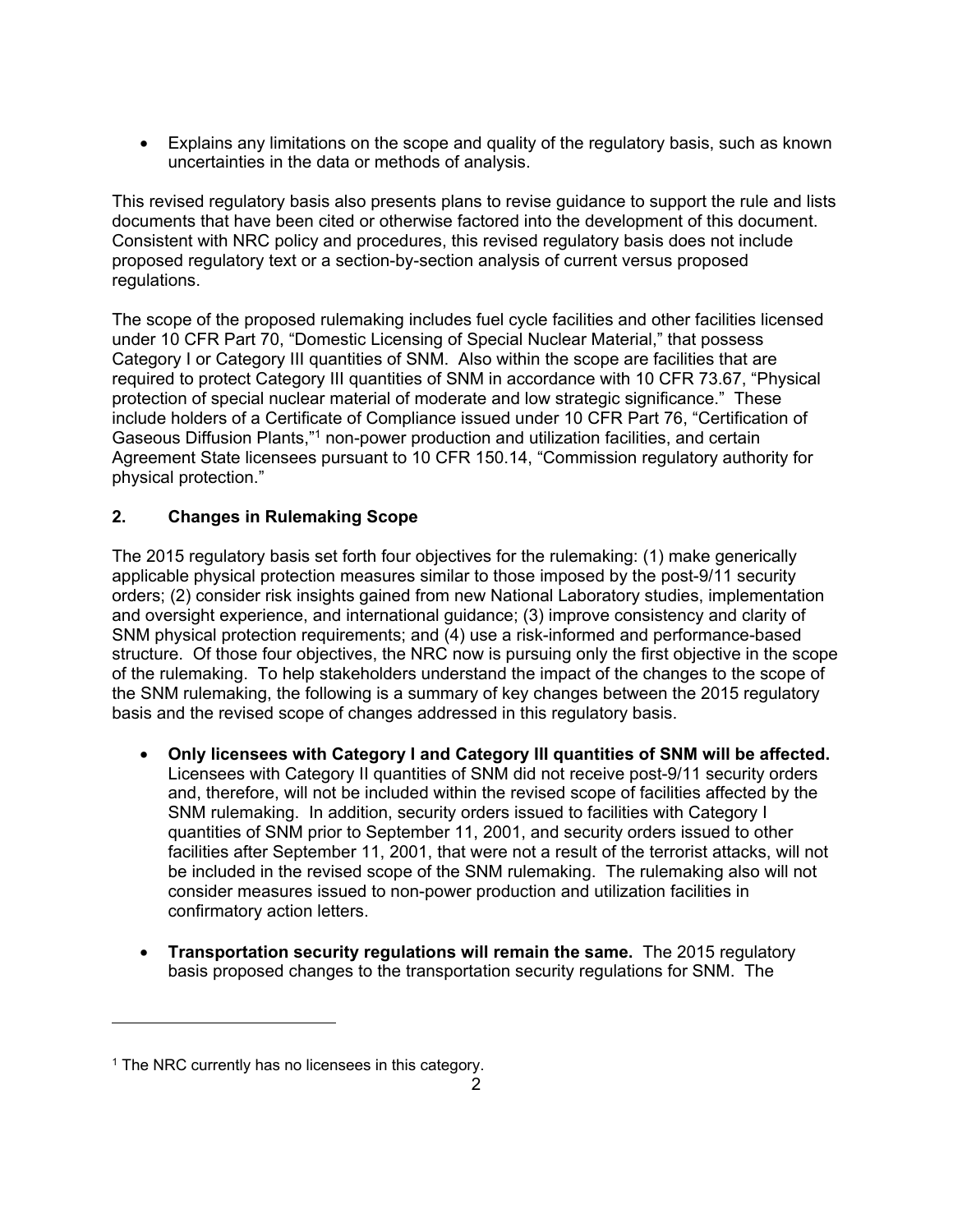- Explains any limitations on the scope and quality of the regulatory basis, such as known uncertainties in the data or methods of analysis.

This revised regulatory basis also presents plans to revise guidance to support the rule and lists documents that have been cited or otherwise factored into the development of this document. Consistent with NRC policy and procedures, this revised regulatory basis does not include proposed regulatory text or a section-by-section analysis of current versus proposed regulations.

The scope of the proposed rulemaking includes fuel cycle facilities and other facilities licensed under 10 CFR Part 70, "Domestic Licensing of Special Nuclear Material," that possess Category I or Category III quantities of SNM. Also within the scope are facilities that are required to protect Category III quantities of SNM in accordance with 10 CFR 73.67, "Physical protection of special nuclear material of moderate and low strategic significance." These include holders of a Certificate of Compliance issued under 10 CFR Part 76, "Certification of Gaseous Diffusion Plants,"[1] non-power production and utilization facilities, and certain Agreement State licensees pursuant to 10 CFR 150.14, "Commission regulatory authority for physical protection."

## 2. Changes in Rulemaking Scope

The 2015 regulatory basis set forth four objectives for the rulemaking: (1) make generically applicable physical protection measures similar to those imposed by the post-9/11 security orders; (2) consider risk insights gained from new National Laboratory studies, implementation and oversight experience, and international guidance; (3) improve consistency and clarity of SNM physical protection requirements; and (4) use a risk-informed and performance-based structure. Of those four objectives, the NRC now is pursuing only the first objective in the scope of the rulemaking. To help stakeholders understand the impact of the changes to the scope of the SNM rulemaking, the following is a summary of key changes between the 2015 regulatory basis and the revised scope of changes addressed in this regulatory basis.

- **Only licensees with Category I and Category III quantities of SNM will be affected.** Licensees with Category II quantities of SNM did not receive post-9/11 security orders and, therefore, will not be included within the revised scope of facilities affected by the SNM rulemaking. In addition, security orders issued to facilities with Category I quantities of SNM prior to September 11, 2001, and security orders issued to other facilities after September 11, 2001, that were not a result of the terrorist attacks, will not be included in the revised scope of the SNM rulemaking. The rulemaking also will not consider measures issued to non-power production and utilization facilities in confirmatory action letters.

- **Transportation security regulations will remain the same.** The 2015 regulatory basis proposed changes to the transportation security regulations for SNM. The

[1] The NRC currently has no licensees in this category.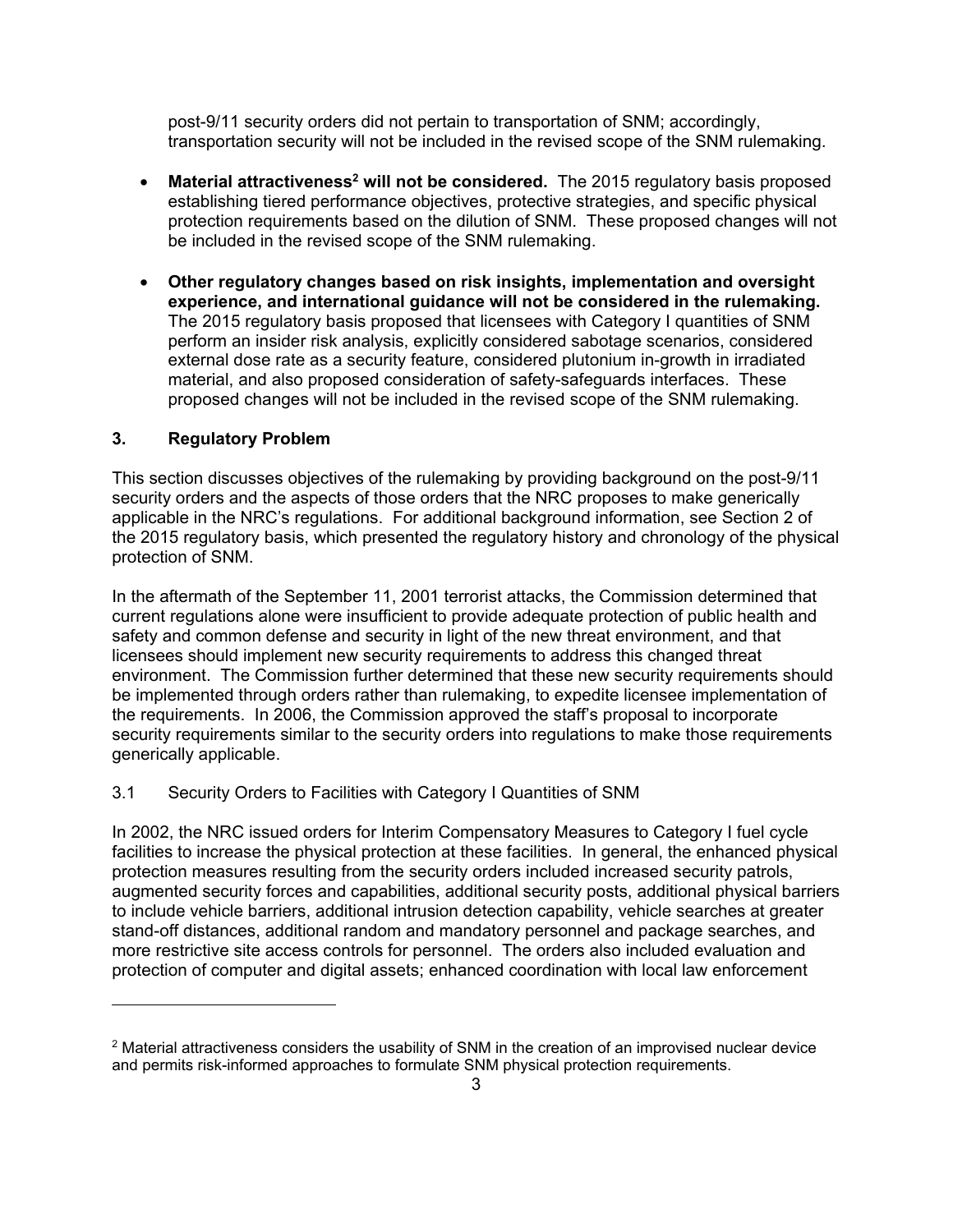post-9/11 security orders did not pertain to transportation of SNM; accordingly, transportation security will not be included in the revised scope of the SNM rulemaking.

- **Material attractiveness[2] will not be considered.** The 2015 regulatory basis proposed establishing tiered performance objectives, protective strategies, and specific physical protection requirements based on the dilution of SNM. These proposed changes will not be included in the revised scope of the SNM rulemaking.

- **Other regulatory changes based on risk insights, implementation and oversight experience, and international guidance will not be considered in the rulemaking.** The 2015 regulatory basis proposed that licensees with Category I quantities of SNM perform an insider risk analysis, explicitly considered sabotage scenarios, considered external dose rate as a security feature, considered plutonium in-growth in irradiated material, and also proposed consideration of safety-safeguards interfaces. These proposed changes will not be included in the revised scope of the SNM rulemaking.

## 3. Regulatory Problem

This section discusses objectives of the rulemaking by providing background on the post-9/11 security orders and the aspects of those orders that the NRC proposes to make generically applicable in the NRC's regulations. For additional background information, see Section 2 of the 2015 regulatory basis, which presented the regulatory history and chronology of the physical protection of SNM.

In the aftermath of the September 11, 2001 terrorist attacks, the Commission determined that current regulations alone were insufficient to provide adequate protection of public health and safety and common defense and security in light of the new threat environment, and that licensees should implement new security requirements to address this changed threat environment. The Commission further determined that these new security requirements should be implemented through orders rather than rulemaking, to expedite licensee implementation of the requirements. In 2006, the Commission approved the staff's proposal to incorporate security requirements similar to the security orders into regulations to make those requirements generically applicable.

### 3.1 Security Orders to Facilities with Category I Quantities of SNM

In 2002, the NRC issued orders for Interim Compensatory Measures to Category I fuel cycle facilities to increase the physical protection at these facilities. In general, the enhanced physical protection measures resulting from the security orders included increased security patrols, augmented security forces and capabilities, additional security posts, additional physical barriers to include vehicle barriers, additional intrusion detection capability, vehicle searches at greater stand-off distances, additional random and mandatory personnel and package searches, and more restrictive site access controls for personnel. The orders also included evaluation and protection of computer and digital assets; enhanced coordination with local law enforcement

---

[2] Material attractiveness considers the usability of SNM in the creation of an improvised nuclear device and permits risk-informed approaches to formulate SNM physical protection requirements.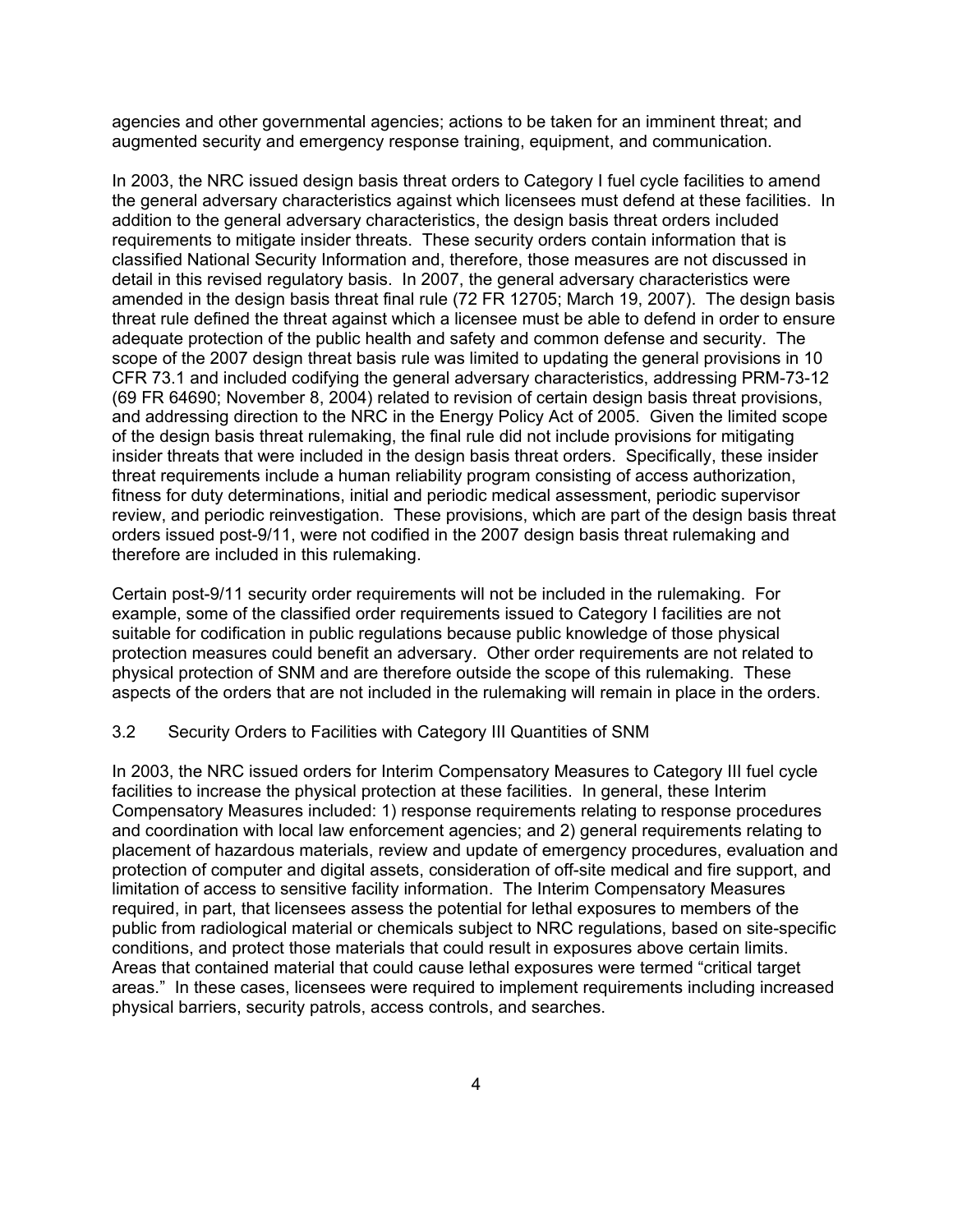agencies and other governmental agencies; actions to be taken for an imminent threat; and augmented security and emergency response training, equipment, and communication.

In 2003, the NRC issued design basis threat orders to Category I fuel cycle facilities to amend the general adversary characteristics against which licensees must defend at these facilities. In addition to the general adversary characteristics, the design basis threat orders included requirements to mitigate insider threats. These security orders contain information that is classified National Security Information and, therefore, those measures are not discussed in detail in this revised regulatory basis. In 2007, the general adversary characteristics were amended in the design basis threat final rule (72 FR 12705; March 19, 2007). The design basis threat rule defined the threat against which a licensee must be able to defend in order to ensure adequate protection of the public health and safety and common defense and security. The scope of the 2007 design threat basis rule was limited to updating the general provisions in 10 CFR 73.1 and included codifying the general adversary characteristics, addressing PRM-73-12 (69 FR 64690; November 8, 2004) related to revision of certain design basis threat provisions, and addressing direction to the NRC in the Energy Policy Act of 2005. Given the limited scope of the design basis threat rulemaking, the final rule did not include provisions for mitigating insider threats that were included in the design basis threat orders. Specifically, these insider threat requirements include a human reliability program consisting of access authorization, fitness for duty determinations, initial and periodic medical assessment, periodic supervisor review, and periodic reinvestigation. These provisions, which are part of the design basis threat orders issued post-9/11, were not codified in the 2007 design basis threat rulemaking and therefore are included in this rulemaking.

Certain post-9/11 security order requirements will not be included in the rulemaking. For example, some of the classified order requirements issued to Category I facilities are not suitable for codification in public regulations because public knowledge of those physical protection measures could benefit an adversary. Other order requirements are not related to physical protection of SNM and are therefore outside the scope of this rulemaking. These aspects of the orders that are not included in the rulemaking will remain in place in the orders.

### 3.2 Security Orders to Facilities with Category III Quantities of SNM

In 2003, the NRC issued orders for Interim Compensatory Measures to Category III fuel cycle facilities to increase the physical protection at these facilities. In general, these Interim Compensatory Measures included: 1) response requirements relating to response procedures and coordination with local law enforcement agencies; and 2) general requirements relating to placement of hazardous materials, review and update of emergency procedures, evaluation and protection of computer and digital assets, consideration of off-site medical and fire support, and limitation of access to sensitive facility information. The Interim Compensatory Measures required, in part, that licensees assess the potential for lethal exposures to members of the public from radiological material or chemicals subject to NRC regulations, based on site-specific conditions, and protect those materials that could result in exposures above certain limits. Areas that contained material that could cause lethal exposures were termed "critical target areas." In these cases, licensees were required to implement requirements including increased physical barriers, security patrols, access controls, and searches.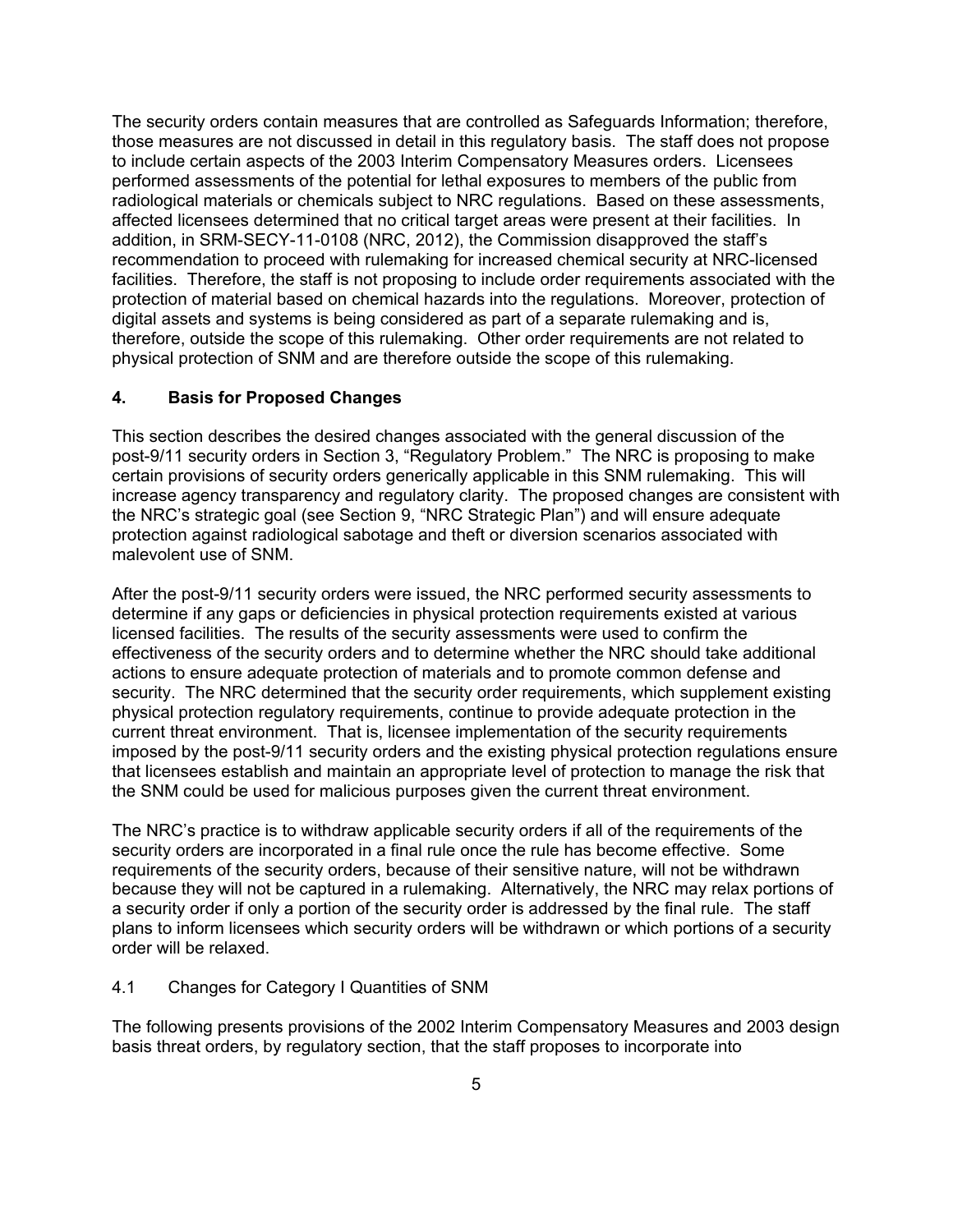The security orders contain measures that are controlled as Safeguards Information; therefore, those measures are not discussed in detail in this regulatory basis. The staff does not propose to include certain aspects of the 2003 Interim Compensatory Measures orders. Licensees performed assessments of the potential for lethal exposures to members of the public from radiological materials or chemicals subject to NRC regulations. Based on these assessments, affected licensees determined that no critical target areas were present at their facilities. In addition, in SRM-SECY-11-0108 (NRC, 2012), the Commission disapproved the staff's recommendation to proceed with rulemaking for increased chemical security at NRC-licensed facilities. Therefore, the staff is not proposing to include order requirements associated with the protection of material based on chemical hazards into the regulations. Moreover, protection of digital assets and systems is being considered as part of a separate rulemaking and is, therefore, outside the scope of this rulemaking. Other order requirements are not related to physical protection of SNM and are therefore outside the scope of this rulemaking.

## 4. Basis for Proposed Changes

This section describes the desired changes associated with the general discussion of the post-9/11 security orders in Section 3, "Regulatory Problem." The NRC is proposing to make certain provisions of security orders generically applicable in this SNM rulemaking. This will increase agency transparency and regulatory clarity. The proposed changes are consistent with the NRC's strategic goal (see Section 9, "NRC Strategic Plan") and will ensure adequate protection against radiological sabotage and theft or diversion scenarios associated with malevolent use of SNM.

After the post-9/11 security orders were issued, the NRC performed security assessments to determine if any gaps or deficiencies in physical protection requirements existed at various licensed facilities. The results of the security assessments were used to confirm the effectiveness of the security orders and to determine whether the NRC should take additional actions to ensure adequate protection of materials and to promote common defense and security. The NRC determined that the security order requirements, which supplement existing physical protection regulatory requirements, continue to provide adequate protection in the current threat environment. That is, licensee implementation of the security requirements imposed by the post-9/11 security orders and the existing physical protection regulations ensure that licensees establish and maintain an appropriate level of protection to manage the risk that the SNM could be used for malicious purposes given the current threat environment.

The NRC's practice is to withdraw applicable security orders if all of the requirements of the security orders are incorporated in a final rule once the rule has become effective. Some requirements of the security orders, because of their sensitive nature, will not be withdrawn because they will not be captured in a rulemaking. Alternatively, the NRC may relax portions of a security order if only a portion of the security order is addressed by the final rule. The staff plans to inform licensees which security orders will be withdrawn or which portions of a security order will be relaxed.

### 4.1 Changes for Category I Quantities of SNM

The following presents provisions of the 2002 Interim Compensatory Measures and 2003 design basis threat orders, by regulatory section, that the staff proposes to incorporate into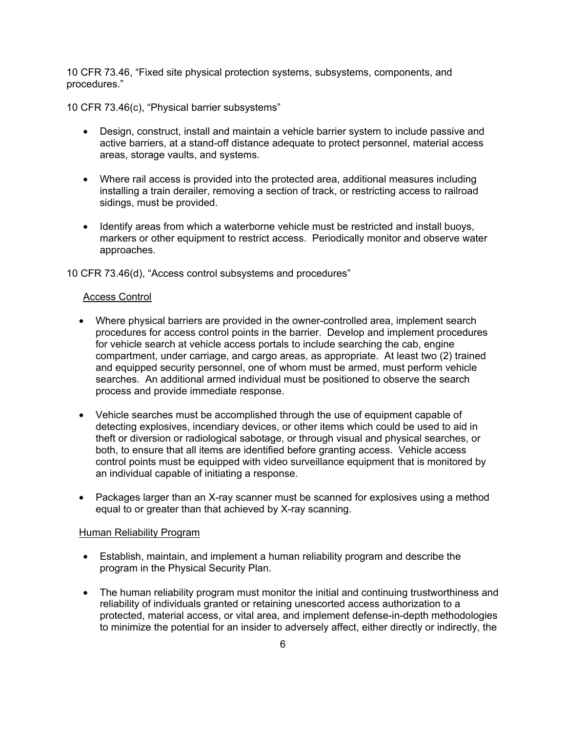10 CFR 73.46, “Fixed site physical protection systems, subsystems, components, and procedures.”

10 CFR 73.46(c), “Physical barrier subsystems”

- Design, construct, install and maintain a vehicle barrier system to include passive and active barriers, at a stand-off distance adequate to protect personnel, material access areas, storage vaults, and systems.
- Where rail access is provided into the protected area, additional measures including installing a train derailer, removing a section of track, or restricting access to railroad sidings, must be provided.
- Identify areas from which a waterborne vehicle must be restricted and install buoys, markers or other equipment to restrict access. Periodically monitor and observe water approaches.

10 CFR 73.46(d), “Access control subsystems and procedures”

Access Control

- Where physical barriers are provided in the owner-controlled area, implement search procedures for access control points in the barrier. Develop and implement procedures for vehicle search at vehicle access portals to include searching the cab, engine compartment, under carriage, and cargo areas, as appropriate. At least two (2) trained and equipped security personnel, one of whom must be armed, must perform vehicle searches. An additional armed individual must be positioned to observe the search process and provide immediate response.
- Vehicle searches must be accomplished through the use of equipment capable of detecting explosives, incendiary devices, or other items which could be used to aid in theft or diversion or radiological sabotage, or through visual and physical searches, or both, to ensure that all items are identified before granting access. Vehicle access control points must be equipped with video surveillance equipment that is monitored by an individual capable of initiating a response.
- Packages larger than an X-ray scanner must be scanned for explosives using a method equal to or greater than that achieved by X-ray scanning.

Human Reliability Program

- Establish, maintain, and implement a human reliability program and describe the program in the Physical Security Plan.
- The human reliability program must monitor the initial and continuing trustworthiness and reliability of individuals granted or retaining unescorted access authorization to a protected, material access, or vital area, and implement defense-in-depth methodologies to minimize the potential for an insider to adversely affect, either directly or indirectly, the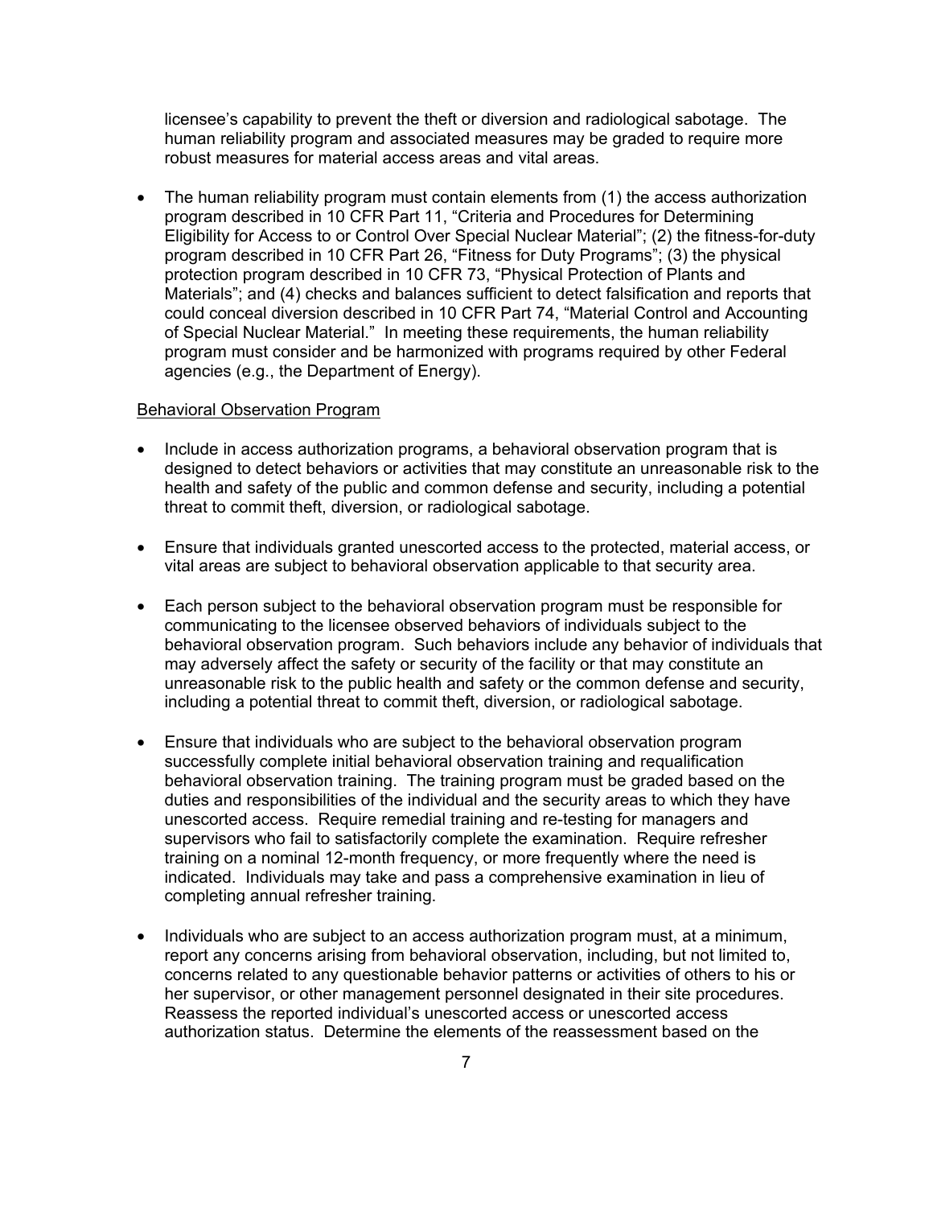licensee's capability to prevent the theft or diversion and radiological sabotage. The human reliability program and associated measures may be graded to require more robust measures for material access areas and vital areas.

- The human reliability program must contain elements from (1) the access authorization program described in 10 CFR Part 11, "Criteria and Procedures for Determining Eligibility for Access to or Control Over Special Nuclear Material"; (2) the fitness-for-duty program described in 10 CFR Part 26, "Fitness for Duty Programs"; (3) the physical protection program described in 10 CFR 73, "Physical Protection of Plants and Materials"; and (4) checks and balances sufficient to detect falsification and reports that could conceal diversion described in 10 CFR Part 74, "Material Control and Accounting of Special Nuclear Material." In meeting these requirements, the human reliability program must consider and be harmonized with programs required by other Federal agencies (e.g., the Department of Energy).

Behavioral Observation Program

- Include in access authorization programs, a behavioral observation program that is designed to detect behaviors or activities that may constitute an unreasonable risk to the health and safety of the public and common defense and security, including a potential threat to commit theft, diversion, or radiological sabotage.

- Ensure that individuals granted unescorted access to the protected, material access, or vital areas are subject to behavioral observation applicable to that security area.

- Each person subject to the behavioral observation program must be responsible for communicating to the licensee observed behaviors of individuals subject to the behavioral observation program. Such behaviors include any behavior of individuals that may adversely affect the safety or security of the facility or that may constitute an unreasonable risk to the public health and safety or the common defense and security, including a potential threat to commit theft, diversion, or radiological sabotage.

- Ensure that individuals who are subject to the behavioral observation program successfully complete initial behavioral observation training and requalification behavioral observation training. The training program must be graded based on the duties and responsibilities of the individual and the security areas to which they have unescorted access. Require remedial training and re-testing for managers and supervisors who fail to satisfactorily complete the examination. Require refresher training on a nominal 12-month frequency, or more frequently where the need is indicated. Individuals may take and pass a comprehensive examination in lieu of completing annual refresher training.

- Individuals who are subject to an access authorization program must, at a minimum, report any concerns arising from behavioral observation, including, but not limited to, concerns related to any questionable behavior patterns or activities of others to his or her supervisor, or other management personnel designated in their site procedures. Reassess the reported individual's unescorted access or unescorted access authorization status. Determine the elements of the reassessment based on the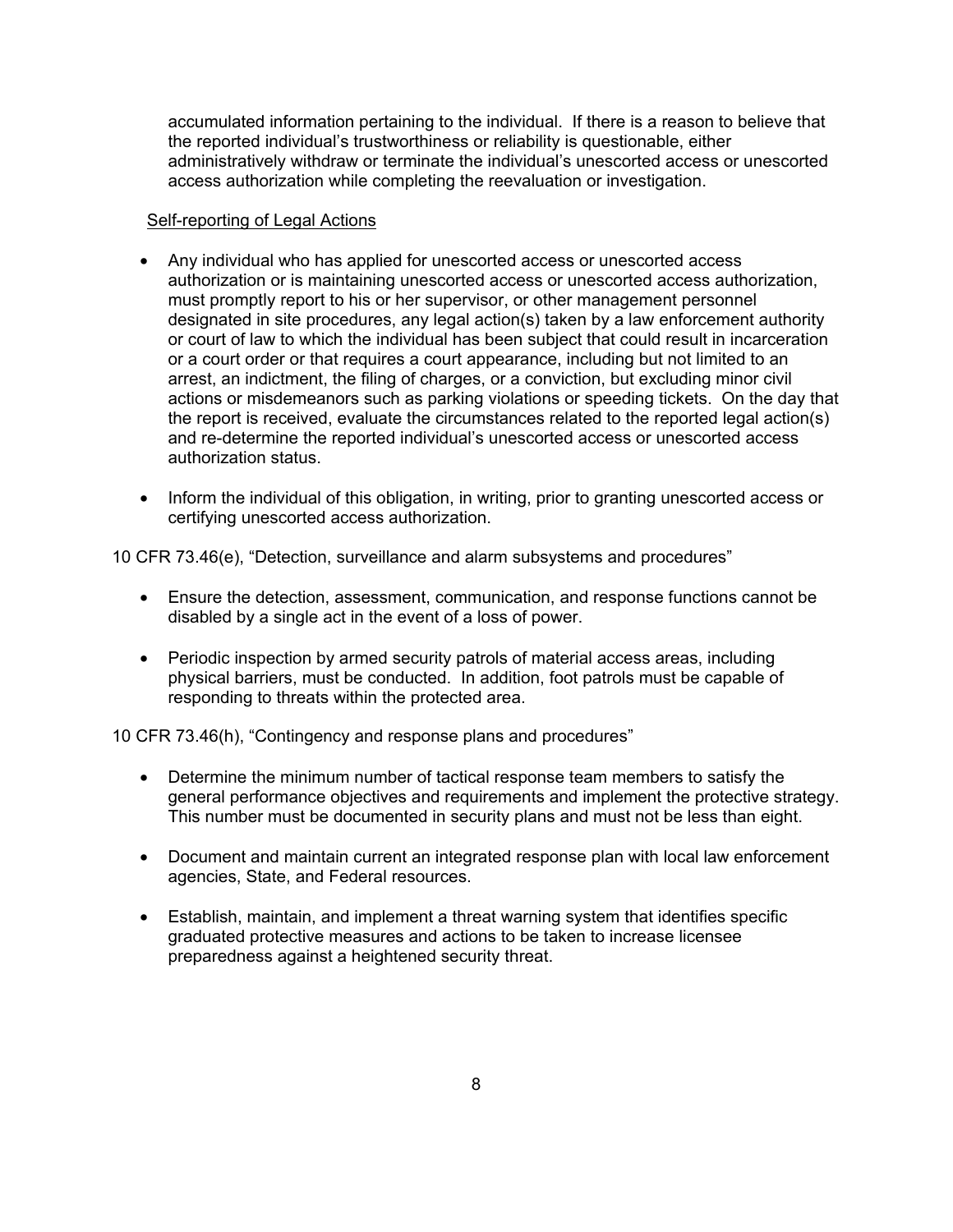accumulated information pertaining to the individual. If there is a reason to believe that the reported individual's trustworthiness or reliability is questionable, either administratively withdraw or terminate the individual's unescorted access or unescorted access authorization while completing the reevaluation or investigation.

Self-reporting of Legal Actions

- Any individual who has applied for unescorted access or unescorted access authorization or is maintaining unescorted access or unescorted access authorization, must promptly report to his or her supervisor, or other management personnel designated in site procedures, any legal action(s) taken by a law enforcement authority or court of law to which the individual has been subject that could result in incarceration or a court order or that requires a court appearance, including but not limited to an arrest, an indictment, the filing of charges, or a conviction, but excluding minor civil actions or misdemeanors such as parking violations or speeding tickets. On the day that the report is received, evaluate the circumstances related to the reported legal action(s) and re-determine the reported individual's unescorted access or unescorted access authorization status.

- Inform the individual of this obligation, in writing, prior to granting unescorted access or certifying unescorted access authorization.

10 CFR 73.46(e), "Detection, surveillance and alarm subsystems and procedures"

- Ensure the detection, assessment, communication, and response functions cannot be disabled by a single act in the event of a loss of power.

- Periodic inspection by armed security patrols of material access areas, including physical barriers, must be conducted. In addition, foot patrols must be capable of responding to threats within the protected area.

10 CFR 73.46(h), "Contingency and response plans and procedures"

- Determine the minimum number of tactical response team members to satisfy the general performance objectives and requirements and implement the protective strategy. This number must be documented in security plans and must not be less than eight.

- Document and maintain current an integrated response plan with local law enforcement agencies, State, and Federal resources.

- Establish, maintain, and implement a threat warning system that identifies specific graduated protective measures and actions to be taken to increase licensee preparedness against a heightened security threat.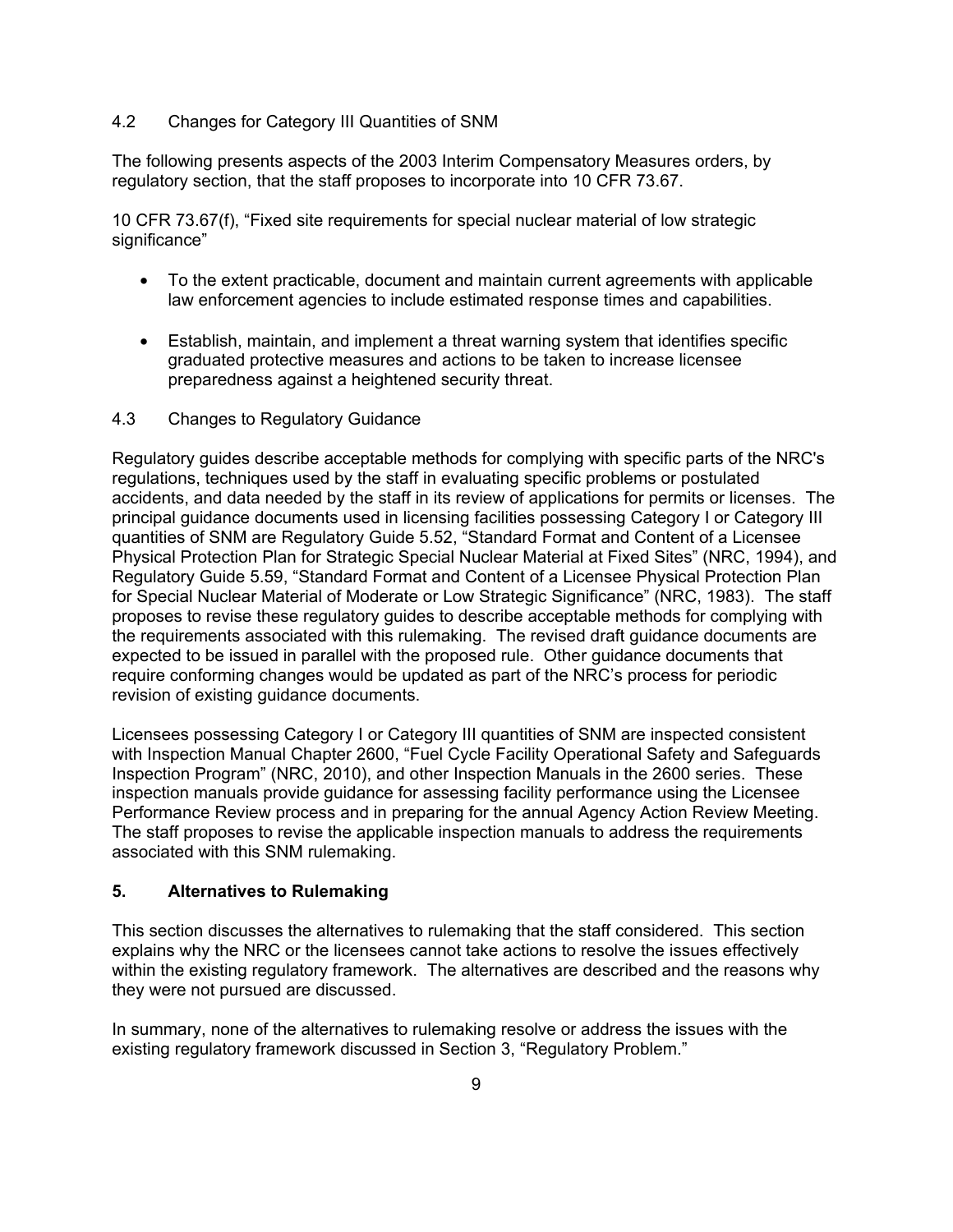### 4.2 Changes for Category III Quantities of SNM

The following presents aspects of the 2003 Interim Compensatory Measures orders, by regulatory section, that the staff proposes to incorporate into 10 CFR 73.67.

10 CFR 73.67(f), "Fixed site requirements for special nuclear material of low strategic significance"

- To the extent practicable, document and maintain current agreements with applicable law enforcement agencies to include estimated response times and capabilities.
- Establish, maintain, and implement a threat warning system that identifies specific graduated protective measures and actions to be taken to increase licensee preparedness against a heightened security threat.

### 4.3 Changes to Regulatory Guidance

Regulatory guides describe acceptable methods for complying with specific parts of the NRC's regulations, techniques used by the staff in evaluating specific problems or postulated accidents, and data needed by the staff in its review of applications for permits or licenses. The principal guidance documents used in licensing facilities possessing Category I or Category III quantities of SNM are Regulatory Guide 5.52, "Standard Format and Content of a Licensee Physical Protection Plan for Strategic Special Nuclear Material at Fixed Sites" (NRC, 1994), and Regulatory Guide 5.59, "Standard Format and Content of a Licensee Physical Protection Plan for Special Nuclear Material of Moderate or Low Strategic Significance" (NRC, 1983). The staff proposes to revise these regulatory guides to describe acceptable methods for complying with the requirements associated with this rulemaking. The revised draft guidance documents are expected to be issued in parallel with the proposed rule. Other guidance documents that require conforming changes would be updated as part of the NRC's process for periodic revision of existing guidance documents.

Licensees possessing Category I or Category III quantities of SNM are inspected consistent with Inspection Manual Chapter 2600, "Fuel Cycle Facility Operational Safety and Safeguards Inspection Program" (NRC, 2010), and other Inspection Manuals in the 2600 series. These inspection manuals provide guidance for assessing facility performance using the Licensee Performance Review process and in preparing for the annual Agency Action Review Meeting. The staff proposes to revise the applicable inspection manuals to address the requirements associated with this SNM rulemaking.

## 5. Alternatives to Rulemaking

This section discusses the alternatives to rulemaking that the staff considered. This section explains why the NRC or the licensees cannot take actions to resolve the issues effectively within the existing regulatory framework. The alternatives are described and the reasons why they were not pursued are discussed.

In summary, none of the alternatives to rulemaking resolve or address the issues with the existing regulatory framework discussed in Section 3, "Regulatory Problem."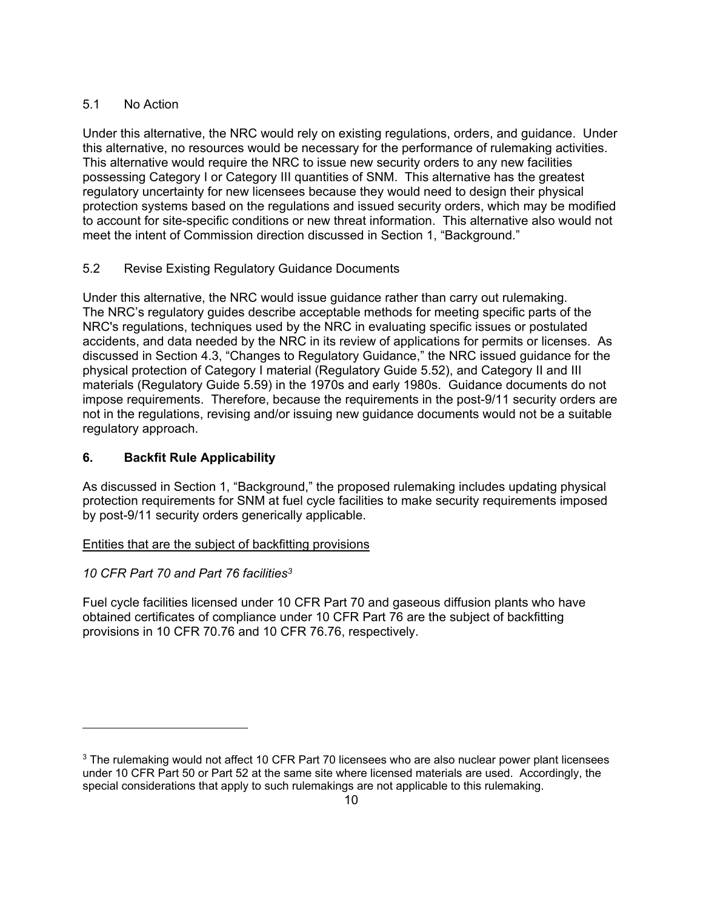### 5.1 No Action

Under this alternative, the NRC would rely on existing regulations, orders, and guidance. Under this alternative, no resources would be necessary for the performance of rulemaking activities. This alternative would require the NRC to issue new security orders to any new facilities possessing Category I or Category III quantities of SNM. This alternative has the greatest regulatory uncertainty for new licensees because they would need to design their physical protection systems based on the regulations and issued security orders, which may be modified to account for site-specific conditions or new threat information. This alternative also would not meet the intent of Commission direction discussed in Section 1, "Background."

### 5.2 Revise Existing Regulatory Guidance Documents

Under this alternative, the NRC would issue guidance rather than carry out rulemaking. The NRC's regulatory guides describe acceptable methods for meeting specific parts of the NRC's regulations, techniques used by the NRC in evaluating specific issues or postulated accidents, and data needed by the NRC in its review of applications for permits or licenses. As discussed in Section 4.3, "Changes to Regulatory Guidance," the NRC issued guidance for the physical protection of Category I material (Regulatory Guide 5.52), and Category II and III materials (Regulatory Guide 5.59) in the 1970s and early 1980s. Guidance documents do not impose requirements. Therefore, because the requirements in the post-9/11 security orders are not in the regulations, revising and/or issuing new guidance documents would not be a suitable regulatory approach.

## 6. Backfit Rule Applicability

As discussed in Section 1, "Background," the proposed rulemaking includes updating physical protection requirements for SNM at fuel cycle facilities to make security requirements imposed by post-9/11 security orders generically applicable.

Entities that are the subject of backfitting provisions

*10 CFR Part 70 and Part 76 facilities*[3]

Fuel cycle facilities licensed under 10 CFR Part 70 and gaseous diffusion plants who have obtained certificates of compliance under 10 CFR Part 76 are the subject of backfitting provisions in 10 CFR 70.76 and 10 CFR 76.76, respectively.

---

[3] The rulemaking would not affect 10 CFR Part 70 licensees who are also nuclear power plant licensees under 10 CFR Part 50 or Part 52 at the same site where licensed materials are used. Accordingly, the special considerations that apply to such rulemakings are not applicable to this rulemaking.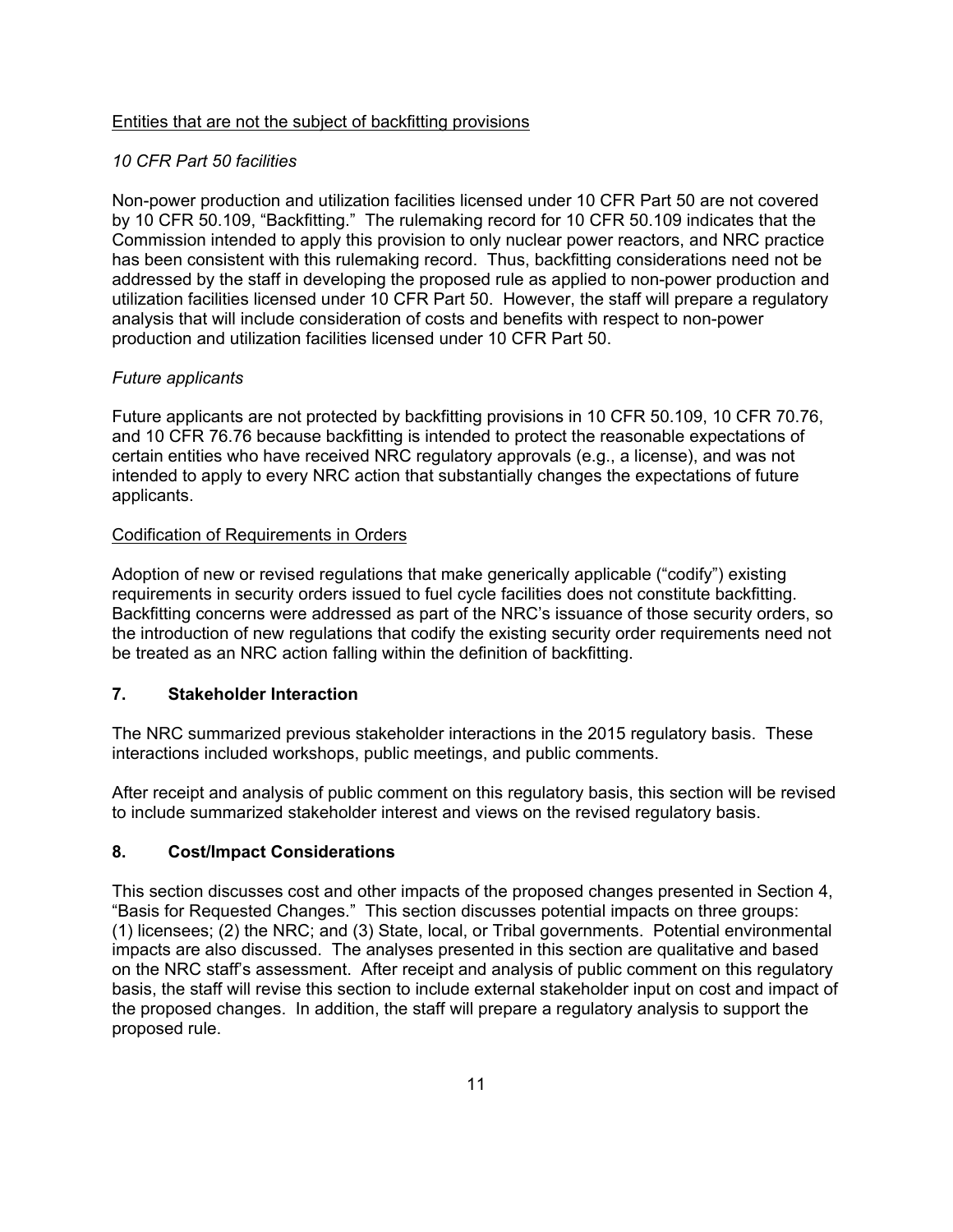Entities that are not the subject of backfitting provisions

*10 CFR Part 50 facilities*

Non-power production and utilization facilities licensed under 10 CFR Part 50 are not covered by 10 CFR 50.109, "Backfitting." The rulemaking record for 10 CFR 50.109 indicates that the Commission intended to apply this provision to only nuclear power reactors, and NRC practice has been consistent with this rulemaking record. Thus, backfitting considerations need not be addressed by the staff in developing the proposed rule as applied to non-power production and utilization facilities licensed under 10 CFR Part 50. However, the staff will prepare a regulatory analysis that will include consideration of costs and benefits with respect to non-power production and utilization facilities licensed under 10 CFR Part 50.

*Future applicants*

Future applicants are not protected by backfitting provisions in 10 CFR 50.109, 10 CFR 70.76, and 10 CFR 76.76 because backfitting is intended to protect the reasonable expectations of certain entities who have received NRC regulatory approvals (e.g., a license), and was not intended to apply to every NRC action that substantially changes the expectations of future applicants.

Codification of Requirements in Orders

Adoption of new or revised regulations that make generically applicable ("codify") existing requirements in security orders issued to fuel cycle facilities does not constitute backfitting. Backfitting concerns were addressed as part of the NRC's issuance of those security orders, so the introduction of new regulations that codify the existing security order requirements need not be treated as an NRC action falling within the definition of backfitting.

## 7. Stakeholder Interaction

The NRC summarized previous stakeholder interactions in the 2015 regulatory basis. These interactions included workshops, public meetings, and public comments.

After receipt and analysis of public comment on this regulatory basis, this section will be revised to include summarized stakeholder interest and views on the revised regulatory basis.

## 8. Cost/Impact Considerations

This section discusses cost and other impacts of the proposed changes presented in Section 4, "Basis for Requested Changes." This section discusses potential impacts on three groups: (1) licensees; (2) the NRC; and (3) State, local, or Tribal governments. Potential environmental impacts are also discussed. The analyses presented in this section are qualitative and based on the NRC staff's assessment. After receipt and analysis of public comment on this regulatory basis, the staff will revise this section to include external stakeholder input on cost and impact of the proposed changes. In addition, the staff will prepare a regulatory analysis to support the proposed rule.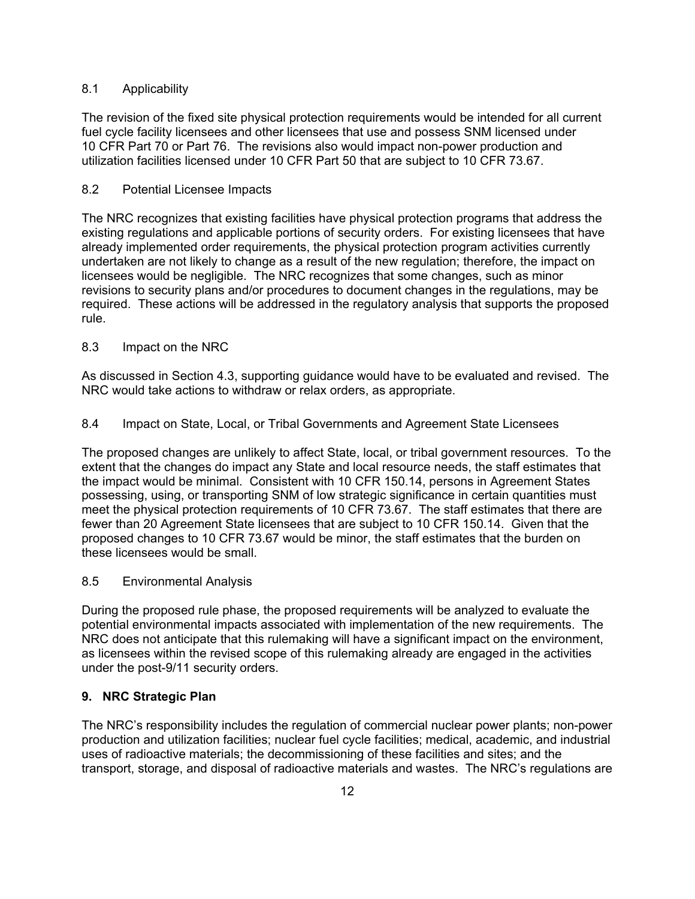### 8.1 Applicability

The revision of the fixed site physical protection requirements would be intended for all current fuel cycle facility licensees and other licensees that use and possess SNM licensed under 10 CFR Part 70 or Part 76. The revisions also would impact non-power production and utilization facilities licensed under 10 CFR Part 50 that are subject to 10 CFR 73.67.

### 8.2 Potential Licensee Impacts

The NRC recognizes that existing facilities have physical protection programs that address the existing regulations and applicable portions of security orders. For existing licensees that have already implemented order requirements, the physical protection program activities currently undertaken are not likely to change as a result of the new regulation; therefore, the impact on licensees would be negligible. The NRC recognizes that some changes, such as minor revisions to security plans and/or procedures to document changes in the regulations, may be required. These actions will be addressed in the regulatory analysis that supports the proposed rule.

### 8.3 Impact on the NRC

As discussed in Section 4.3, supporting guidance would have to be evaluated and revised. The NRC would take actions to withdraw or relax orders, as appropriate.

### 8.4 Impact on State, Local, or Tribal Governments and Agreement State Licensees

The proposed changes are unlikely to affect State, local, or tribal government resources. To the extent that the changes do impact any State and local resource needs, the staff estimates that the impact would be minimal. Consistent with 10 CFR 150.14, persons in Agreement States possessing, using, or transporting SNM of low strategic significance in certain quantities must meet the physical protection requirements of 10 CFR 73.67. The staff estimates that there are fewer than 20 Agreement State licensees that are subject to 10 CFR 150.14. Given that the proposed changes to 10 CFR 73.67 would be minor, the staff estimates that the burden on these licensees would be small.

### 8.5 Environmental Analysis

During the proposed rule phase, the proposed requirements will be analyzed to evaluate the potential environmental impacts associated with implementation of the new requirements. The NRC does not anticipate that this rulemaking will have a significant impact on the environment, as licensees within the revised scope of this rulemaking already are engaged in the activities under the post-9/11 security orders.

## 9. NRC Strategic Plan

The NRC's responsibility includes the regulation of commercial nuclear power plants; non-power production and utilization facilities; nuclear fuel cycle facilities; medical, academic, and industrial uses of radioactive materials; the decommissioning of these facilities and sites; and the transport, storage, and disposal of radioactive materials and wastes. The NRC's regulations are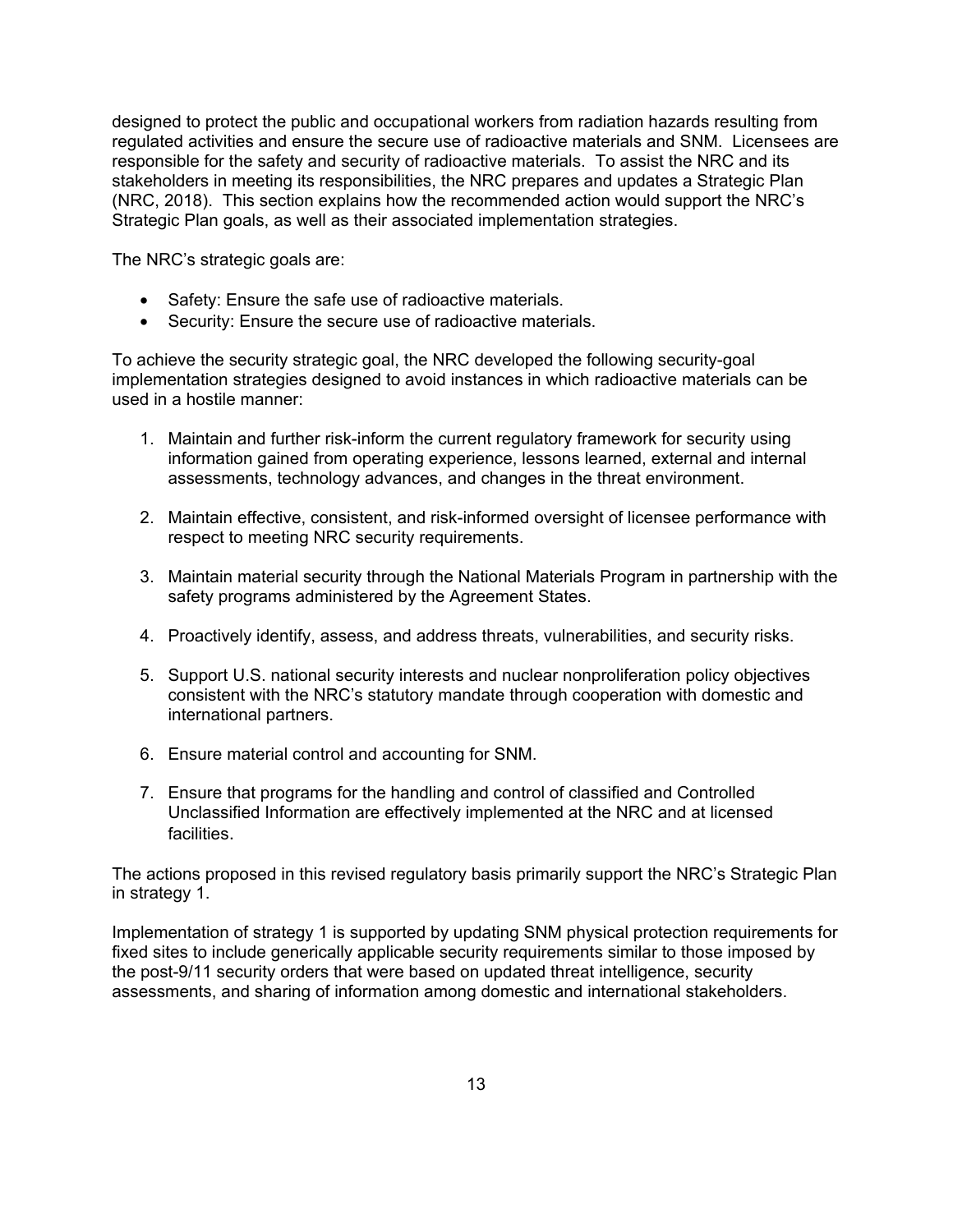designed to protect the public and occupational workers from radiation hazards resulting from regulated activities and ensure the secure use of radioactive materials and SNM. Licensees are responsible for the safety and security of radioactive materials. To assist the NRC and its stakeholders in meeting its responsibilities, the NRC prepares and updates a Strategic Plan (NRC, 2018). This section explains how the recommended action would support the NRC's Strategic Plan goals, as well as their associated implementation strategies.

The NRC's strategic goals are:

- Safety: Ensure the safe use of radioactive materials.
- Security: Ensure the secure use of radioactive materials.

To achieve the security strategic goal, the NRC developed the following security-goal implementation strategies designed to avoid instances in which radioactive materials can be used in a hostile manner:

1. Maintain and further risk-inform the current regulatory framework for security using information gained from operating experience, lessons learned, external and internal assessments, technology advances, and changes in the threat environment.

2. Maintain effective, consistent, and risk-informed oversight of licensee performance with respect to meeting NRC security requirements.

3. Maintain material security through the National Materials Program in partnership with the safety programs administered by the Agreement States.

4. Proactively identify, assess, and address threats, vulnerabilities, and security risks.

5. Support U.S. national security interests and nuclear nonproliferation policy objectives consistent with the NRC's statutory mandate through cooperation with domestic and international partners.

6. Ensure material control and accounting for SNM.

7. Ensure that programs for the handling and control of classified and Controlled Unclassified Information are effectively implemented at the NRC and at licensed facilities.

The actions proposed in this revised regulatory basis primarily support the NRC's Strategic Plan in strategy 1.

Implementation of strategy 1 is supported by updating SNM physical protection requirements for fixed sites to include generically applicable security requirements similar to those imposed by the post-9/11 security orders that were based on updated threat intelligence, security assessments, and sharing of information among domestic and international stakeholders.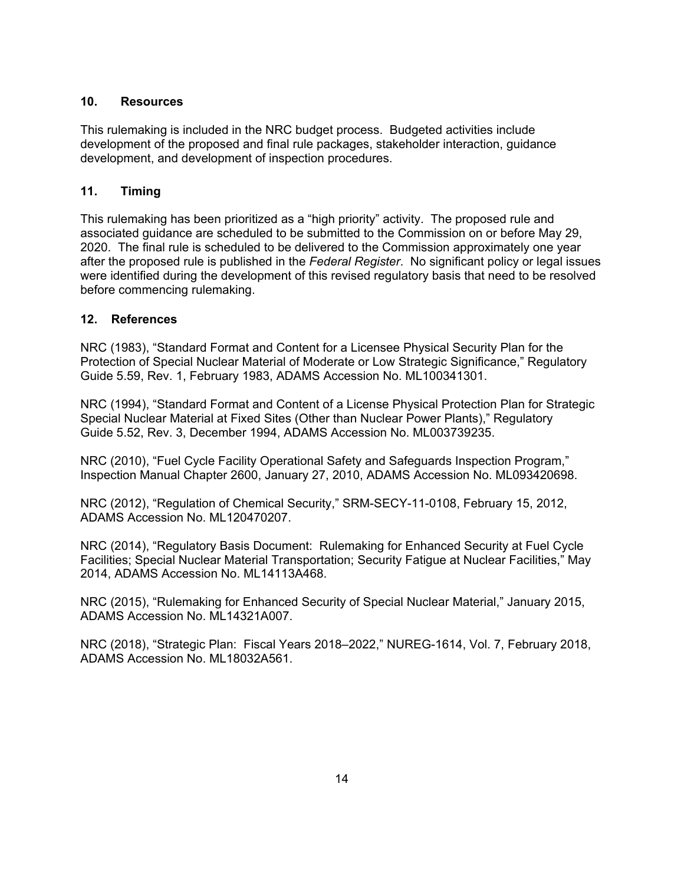## 10. Resources

This rulemaking is included in the NRC budget process. Budgeted activities include development of the proposed and final rule packages, stakeholder interaction, guidance development, and development of inspection procedures.

## 11. Timing

This rulemaking has been prioritized as a "high priority" activity. The proposed rule and associated guidance are scheduled to be submitted to the Commission on or before May 29, 2020. The final rule is scheduled to be delivered to the Commission approximately one year after the proposed rule is published in the *Federal Register*. No significant policy or legal issues were identified during the development of this revised regulatory basis that need to be resolved before commencing rulemaking.

## 12. References

NRC (1983), "Standard Format and Content for a Licensee Physical Security Plan for the Protection of Special Nuclear Material of Moderate or Low Strategic Significance," Regulatory Guide 5.59, Rev. 1, February 1983, ADAMS Accession No. ML100341301.

NRC (1994), "Standard Format and Content of a License Physical Protection Plan for Strategic Special Nuclear Material at Fixed Sites (Other than Nuclear Power Plants)," Regulatory Guide 5.52, Rev. 3, December 1994, ADAMS Accession No. ML003739235.

NRC (2010), "Fuel Cycle Facility Operational Safety and Safeguards Inspection Program," Inspection Manual Chapter 2600, January 27, 2010, ADAMS Accession No. ML093420698.

NRC (2012), "Regulation of Chemical Security," SRM-SECY-11-0108, February 15, 2012, ADAMS Accession No. ML120470207.

NRC (2014), "Regulatory Basis Document: Rulemaking for Enhanced Security at Fuel Cycle Facilities; Special Nuclear Material Transportation; Security Fatigue at Nuclear Facilities," May 2014, ADAMS Accession No. ML14113A468.

NRC (2015), "Rulemaking for Enhanced Security of Special Nuclear Material," January 2015, ADAMS Accession No. ML14321A007.

NRC (2018), "Strategic Plan: Fiscal Years 2018–2022," NUREG-1614, Vol. 7, February 2018, ADAMS Accession No. ML18032A561.